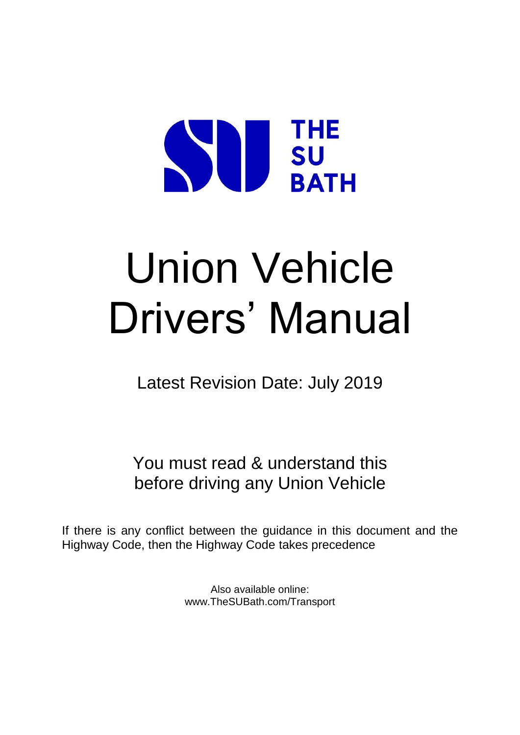THE SU BATH

# Union Vehicle Drivers' Manual

Latest Revision Date: July 2019

You must read & understand this before driving any Union Vehicle

If there is any conflict between the guidance in this document and the Highway Code, then the Highway Code takes precedence

Also available online:
www.TheSUBath.com/Transport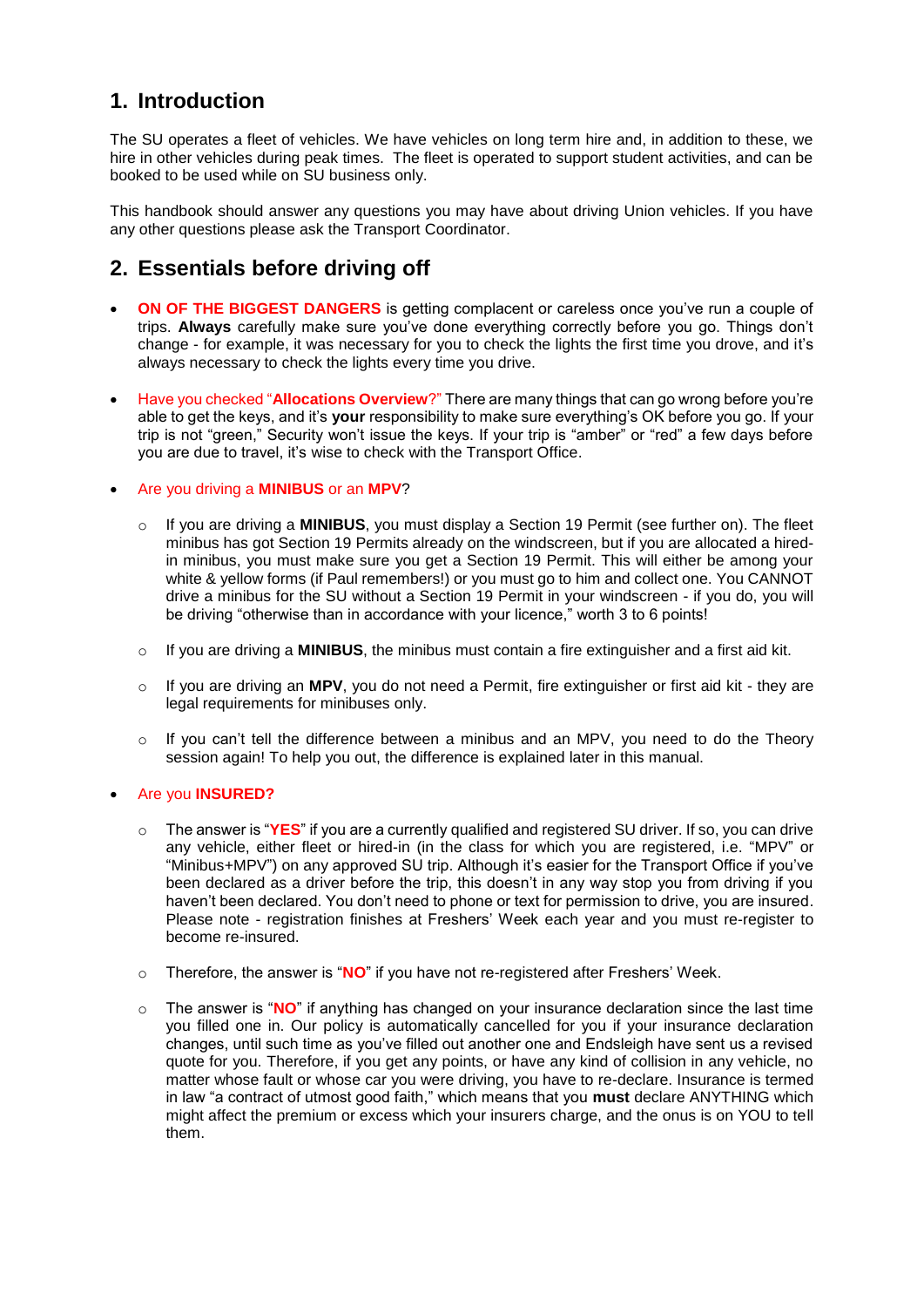## 1. Introduction

The SU operates a fleet of vehicles. We have vehicles on long term hire and, in addition to these, we hire in other vehicles during peak times. The fleet is operated to support student activities, and can be booked to be used while on SU business only.

This handbook should answer any questions you may have about driving Union vehicles. If you have any other questions please ask the Transport Coordinator.

## 2. Essentials before driving off

- **ON OF THE BIGGEST DANGERS** is getting complacent or careless once you've run a couple of trips. **Always** carefully make sure you've done everything correctly before you go. Things don't change - for example, it was necessary for you to check the lights the first time you drove, and it's always necessary to check the lights every time you drive.

- Have you checked "**Allocations Overview**?" There are many things that can go wrong before you're able to get the keys, and it's **your** responsibility to make sure everything's OK before you go. If your trip is not "green," Security won't issue the keys. If your trip is "amber" or "red" a few days before you are due to travel, it's wise to check with the Transport Office.

- Are you driving a **MINIBUS** or an **MPV**?

  - If you are driving a **MINIBUS**, you must display a Section 19 Permit (see further on). The fleet minibus has got Section 19 Permits already on the windscreen, but if you are allocated a hired-in minibus, you must make sure you get a Section 19 Permit. This will either be among your white & yellow forms (if Paul remembers!) or you must go to him and collect one. You CANNOT drive a minibus for the SU without a Section 19 Permit in your windscreen - if you do, you will be driving "otherwise than in accordance with your licence," worth 3 to 6 points!

  - If you are driving a **MINIBUS**, the minibus must contain a fire extinguisher and a first aid kit.

  - If you are driving an **MPV**, you do not need a Permit, fire extinguisher or first aid kit - they are legal requirements for minibuses only.

  - If you can't tell the difference between a minibus and an MPV, you need to do the Theory session again! To help you out, the difference is explained later in this manual.

- Are you **INSURED?**

  - The answer is "**YES**" if you are a currently qualified and registered SU driver. If so, you can drive any vehicle, either fleet or hired-in (in the class for which you are registered, i.e. "MPV" or "Minibus+MPV") on any approved SU trip. Although it's easier for the Transport Office if you've been declared as a driver before the trip, this doesn't in any way stop you from driving if you haven't been declared. You don't need to phone or text for permission to drive, you are insured. Please note - registration finishes at Freshers' Week each year and you must re-register to become re-insured.

  - Therefore, the answer is "**NO**" if you have not re-registered after Freshers' Week.

  - The answer is "**NO**" if anything has changed on your insurance declaration since the last time you filled one in. Our policy is automatically cancelled for you if your insurance declaration changes, until such time as you've filled out another one and Endsleigh have sent us a revised quote for you. Therefore, if you get any points, or have any kind of collision in any vehicle, no matter whose fault or whose car you were driving, you have to re-declare. Insurance is termed in law "a contract of utmost good faith," which means that you **must** declare ANYTHING which might affect the premium or excess which your insurers charge, and the onus is on YOU to tell them.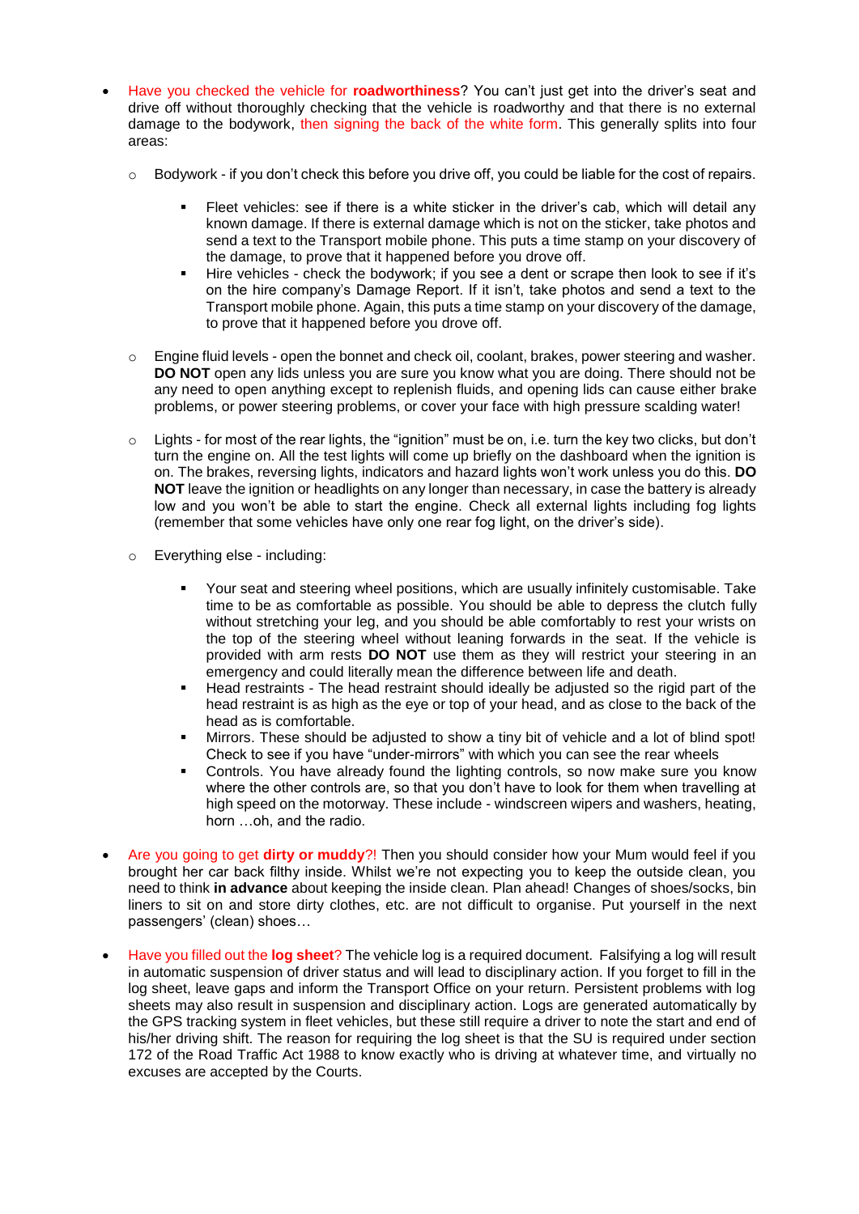- Have you checked the vehicle for **roadworthiness**? You can't just get into the driver's seat and drive off without thoroughly checking that the vehicle is roadworthy and that there is no external damage to the bodywork, then signing the back of the white form. This generally splits into four areas:

    - Bodywork - if you don't check this before you drive off, you could be liable for the cost of repairs.

        - Fleet vehicles: see if there is a white sticker in the driver's cab, which will detail any known damage. If there is external damage which is not on the sticker, take photos and send a text to the Transport mobile phone. This puts a time stamp on your discovery of the damage, to prove that it happened before you drove off.
        - Hire vehicles - check the bodywork; if you see a dent or scrape then look to see if it's on the hire company's Damage Report. If it isn't, take photos and send a text to the Transport mobile phone. Again, this puts a time stamp on your discovery of the damage, to prove that it happened before you drove off.

    - Engine fluid levels - open the bonnet and check oil, coolant, brakes, power steering and washer. **DO NOT** open any lids unless you are sure you know what you are doing. There should not be any need to open anything except to replenish fluids, and opening lids can cause either brake problems, or power steering problems, or cover your face with high pressure scalding water!

    - Lights - for most of the rear lights, the "ignition" must be on, i.e. turn the key two clicks, but don't turn the engine on. All the test lights will come up briefly on the dashboard when the ignition is on. The brakes, reversing lights, indicators and hazard lights won't work unless you do this. **DO NOT** leave the ignition or headlights on any longer than necessary, in case the battery is already low and you won't be able to start the engine. Check all external lights including fog lights (remember that some vehicles have only one rear fog light, on the driver's side).

    - Everything else - including:

        - Your seat and steering wheel positions, which are usually infinitely customisable. Take time to be as comfortable as possible. You should be able to depress the clutch fully without stretching your leg, and you should be able comfortably to rest your wrists on the top of the steering wheel without leaning forwards in the seat. If the vehicle is provided with arm rests **DO NOT** use them as they will restrict your steering in an emergency and could literally mean the difference between life and death.
        - Head restraints - The head restraint should ideally be adjusted so the rigid part of the head restraint is as high as the eye or top of your head, and as close to the back of the head as is comfortable.
        - Mirrors. These should be adjusted to show a tiny bit of vehicle and a lot of blind spot! Check to see if you have "under-mirrors" with which you can see the rear wheels
        - Controls. You have already found the lighting controls, so now make sure you know where the other controls are, so that you don't have to look for them when travelling at high speed on the motorway. These include - windscreen wipers and washers, heating, horn …oh, and the radio.

- Are you going to get **dirty or muddy**?! Then you should consider how your Mum would feel if you brought her car back filthy inside. Whilst we're not expecting you to keep the outside clean, you need to think **in advance** about keeping the inside clean. Plan ahead! Changes of shoes/socks, bin liners to sit on and store dirty clothes, etc. are not difficult to organise. Put yourself in the next passengers' (clean) shoes…

- Have you filled out the **log sheet**? The vehicle log is a required document. Falsifying a log will result in automatic suspension of driver status and will lead to disciplinary action. If you forget to fill in the log sheet, leave gaps and inform the Transport Office on your return. Persistent problems with log sheets may also result in suspension and disciplinary action. Logs are generated automatically by the GPS tracking system in fleet vehicles, but these still require a driver to note the start and end of his/her driving shift. The reason for requiring the log sheet is that the SU is required under section 172 of the Road Traffic Act 1988 to know exactly who is driving at whatever time, and virtually no excuses are accepted by the Courts.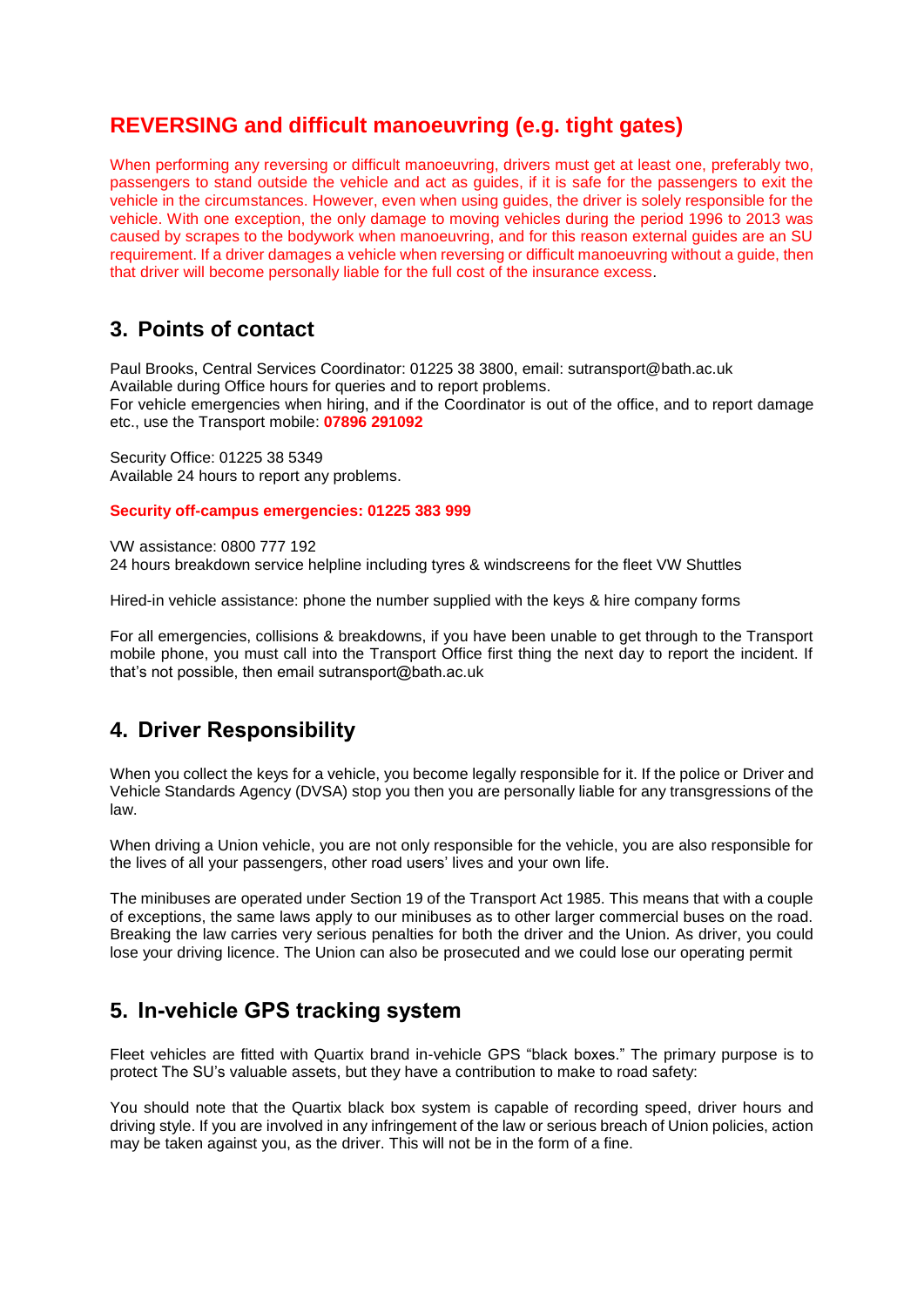## REVERSING and difficult manoeuvring (e.g. tight gates)

When performing any reversing or difficult manoeuvring, drivers must get at least one, preferably two, passengers to stand outside the vehicle and act as guides, if it is safe for the passengers to exit the vehicle in the circumstances. However, even when using guides, the driver is solely responsible for the vehicle. With one exception, the only damage to moving vehicles during the period 1996 to 2013 was caused by scrapes to the bodywork when manoeuvring, and for this reason external guides are an SU requirement. If a driver damages a vehicle when reversing or difficult manoeuvring without a guide, then that driver will become personally liable for the full cost of the insurance excess.

## 3. Points of contact

Paul Brooks, Central Services Coordinator: 01225 38 3800, email: sutransport@bath.ac.uk
Available during Office hours for queries and to report problems.
For vehicle emergencies when hiring, and if the Coordinator is out of the office, and to report damage etc., use the Transport mobile: **07896 291092**

Security Office: 01225 38 5349
Available 24 hours to report any problems.

**Security off-campus emergencies: 01225 383 999**

VW assistance: 0800 777 192
24 hours breakdown service helpline including tyres & windscreens for the fleet VW Shuttles

Hired-in vehicle assistance: phone the number supplied with the keys & hire company forms

For all emergencies, collisions & breakdowns, if you have been unable to get through to the Transport mobile phone, you must call into the Transport Office first thing the next day to report the incident. If that's not possible, then email sutransport@bath.ac.uk

## 4. Driver Responsibility

When you collect the keys for a vehicle, you become legally responsible for it. If the police or Driver and Vehicle Standards Agency (DVSA) stop you then you are personally liable for any transgressions of the law.

When driving a Union vehicle, you are not only responsible for the vehicle, you are also responsible for the lives of all your passengers, other road users' lives and your own life.

The minibuses are operated under Section 19 of the Transport Act 1985. This means that with a couple of exceptions, the same laws apply to our minibuses as to other larger commercial buses on the road. Breaking the law carries very serious penalties for both the driver and the Union. As driver, you could lose your driving licence. The Union can also be prosecuted and we could lose our operating permit

## 5. In-vehicle GPS tracking system

Fleet vehicles are fitted with Quartix brand in-vehicle GPS "black boxes." The primary purpose is to protect The SU's valuable assets, but they have a contribution to make to road safety:

You should note that the Quartix black box system is capable of recording speed, driver hours and driving style. If you are involved in any infringement of the law or serious breach of Union policies, action may be taken against you, as the driver. This will not be in the form of a fine.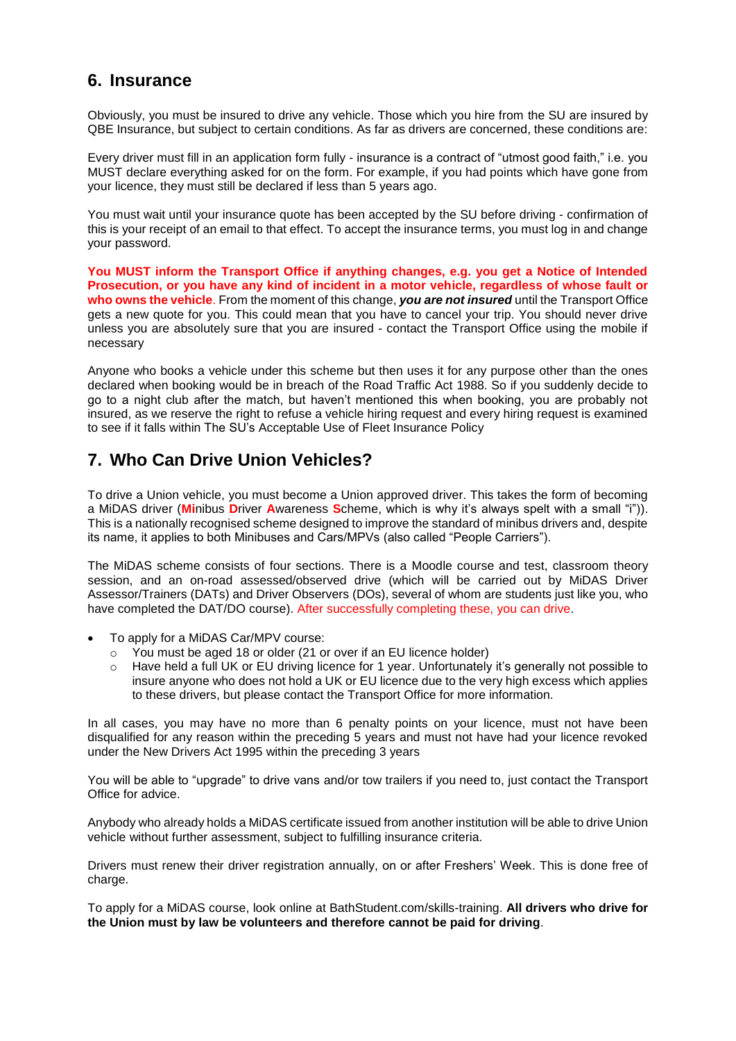## 6. Insurance

Obviously, you must be insured to drive any vehicle. Those which you hire from the SU are insured by QBE Insurance, but subject to certain conditions. As far as drivers are concerned, these conditions are:

Every driver must fill in an application form fully - insurance is a contract of "utmost good faith," i.e. you MUST declare everything asked for on the form. For example, if you had points which have gone from your licence, they must still be declared if less than 5 years ago.

You must wait until your insurance quote has been accepted by the SU before driving - confirmation of this is your receipt of an email to that effect. To accept the insurance terms, you must log in and change your password.

**You MUST inform the Transport Office if anything changes, e.g. you get a Notice of Intended Prosecution, or you have any kind of incident in a motor vehicle, regardless of whose fault or who owns the vehicle**. From the moment of this change, ***you are not insured*** until the Transport Office gets a new quote for you. This could mean that you have to cancel your trip. You should never drive unless you are absolutely sure that you are insured - contact the Transport Office using the mobile if necessary

Anyone who books a vehicle under this scheme but then uses it for any purpose other than the ones declared when booking would be in breach of the Road Traffic Act 1988. So if you suddenly decide to go to a night club after the match, but haven't mentioned this when booking, you are probably not insured, as we reserve the right to refuse a vehicle hiring request and every hiring request is examined to see if it falls within The SU's Acceptable Use of Fleet Insurance Policy

## 7. Who Can Drive Union Vehicles?

To drive a Union vehicle, you must become a Union approved driver. This takes the form of becoming a MiDAS driver (**Mi**nibus **D**river **A**wareness **S**cheme, which is why it's always spelt with a small "i")). This is a nationally recognised scheme designed to improve the standard of minibus drivers and, despite its name, it applies to both Minibuses and Cars/MPVs (also called "People Carriers").

The MiDAS scheme consists of four sections. There is a Moodle course and test, classroom theory session, and an on-road assessed/observed drive (which will be carried out by MiDAS Driver Assessor/Trainers (DATs) and Driver Observers (DOs), several of whom are students just like you, who have completed the DAT/DO course). After successfully completing these, you can drive.

- To apply for a MiDAS Car/MPV course:
  - You must be aged 18 or older (21 or over if an EU licence holder)
  - Have held a full UK or EU driving licence for 1 year. Unfortunately it's generally not possible to insure anyone who does not hold a UK or EU licence due to the very high excess which applies to these drivers, but please contact the Transport Office for more information.

In all cases, you may have no more than 6 penalty points on your licence, must not have been disqualified for any reason within the preceding 5 years and must not have had your licence revoked under the New Drivers Act 1995 within the preceding 3 years

You will be able to "upgrade" to drive vans and/or tow trailers if you need to, just contact the Transport Office for advice.

Anybody who already holds a MiDAS certificate issued from another institution will be able to drive Union vehicle without further assessment, subject to fulfilling insurance criteria.

Drivers must renew their driver registration annually, on or after Freshers' Week. This is done free of charge.

To apply for a MiDAS course, look online at BathStudent.com/skills-training. **All drivers who drive for the Union must by law be volunteers and therefore cannot be paid for driving**.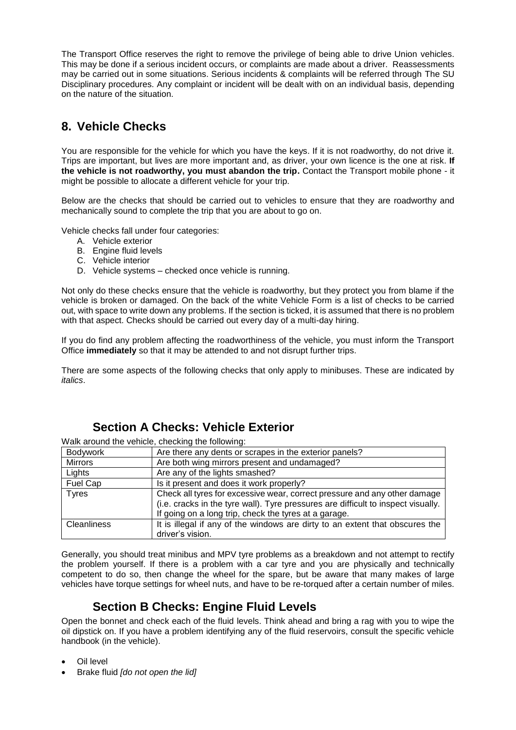The Transport Office reserves the right to remove the privilege of being able to drive Union vehicles. This may be done if a serious incident occurs, or complaints are made about a driver. Reassessments may be carried out in some situations. Serious incidents & complaints will be referred through The SU Disciplinary procedures. Any complaint or incident will be dealt with on an individual basis, depending on the nature of the situation.

## 8. Vehicle Checks

You are responsible for the vehicle for which you have the keys. If it is not roadworthy, do not drive it. Trips are important, but lives are more important and, as driver, your own licence is the one at risk. **If the vehicle is not roadworthy, you must abandon the trip.** Contact the Transport mobile phone - it might be possible to allocate a different vehicle for your trip.

Below are the checks that should be carried out to vehicles to ensure that they are roadworthy and mechanically sound to complete the trip that you are about to go on.

Vehicle checks fall under four categories:

A. Vehicle exterior
B. Engine fluid levels
C. Vehicle interior
D. Vehicle systems – checked once vehicle is running.

Not only do these checks ensure that the vehicle is roadworthy, but they protect you from blame if the vehicle is broken or damaged. On the back of the white Vehicle Form is a list of checks to be carried out, with space to write down any problems. If the section is ticked, it is assumed that there is no problem with that aspect. Checks should be carried out every day of a multi-day hiring.

If you do find any problem affecting the roadworthiness of the vehicle, you must inform the Transport Office **immediately** so that it may be attended to and not disrupt further trips.

There are some aspects of the following checks that only apply to minibuses. These are indicated by *italics*.

### Section A Checks: Vehicle Exterior

Walk around the vehicle, checking the following:

| Bodywork | Are there any dents or scrapes in the exterior panels? |
|---|---|
| Mirrors | Are both wing mirrors present and undamaged? |
| Lights | Are any of the lights smashed? |
| Fuel Cap | Is it present and does it work properly? |
| Tyres | Check all tyres for excessive wear, correct pressure and any other damage (i.e. cracks in the tyre wall). Tyre pressures are difficult to inspect visually. If going on a long trip, check the tyres at a garage. |
| Cleanliness | It is illegal if any of the windows are dirty to an extent that obscures the driver's vision. |

Generally, you should treat minibus and MPV tyre problems as a breakdown and not attempt to rectify the problem yourself. If there is a problem with a car tyre and you are physically and technically competent to do so, then change the wheel for the spare, but be aware that many makes of large vehicles have torque settings for wheel nuts, and have to be re-torqued after a certain number of miles.

### Section B Checks: Engine Fluid Levels

Open the bonnet and check each of the fluid levels. Think ahead and bring a rag with you to wipe the oil dipstick on. If you have a problem identifying any of the fluid reservoirs, consult the specific vehicle handbook (in the vehicle).

- Oil level
- Brake fluid *[do not open the lid]*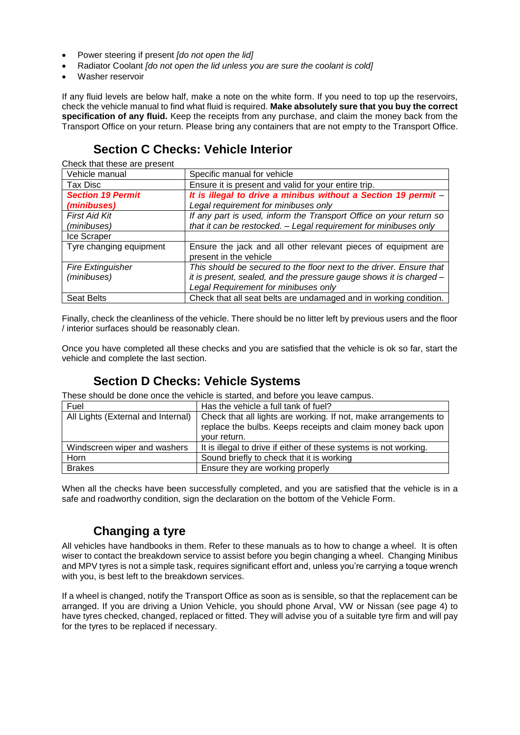- Power steering if present *[do not open the lid]*
- Radiator Coolant *[do not open the lid unless you are sure the coolant is cold]*
- Washer reservoir

If any fluid levels are below half, make a note on the white form. If you need to top up the reservoirs, check the vehicle manual to find what fluid is required. **Make absolutely sure that you buy the correct specification of any fluid.** Keep the receipts from any purchase, and claim the money back from the Transport Office on your return. Please bring any containers that are not empty to the Transport Office.

## Section C Checks: Vehicle Interior

Check that these are present

| | |
|---|---|
| Vehicle manual | Specific manual for vehicle |
| Tax Disc | Ensure it is present and valid for your entire trip. |
| ***Section 19 Permit (minibuses)*** | ***It is illegal to drive a minibus without a Section 19 permit*** *– Legal requirement for minibuses only* |
| *First Aid Kit (minibuses)* | *If any part is used, inform the Transport Office on your return so that it can be restocked. – Legal requirement for minibuses only* |
| Ice Scraper | |
| Tyre changing equipment | Ensure the jack and all other relevant pieces of equipment are present in the vehicle |
| *Fire Extinguisher (minibuses)* | *This should be secured to the floor next to the driver. Ensure that it is present, sealed, and the pressure gauge shows it is charged – Legal Requirement for minibuses only* |
| Seat Belts | Check that all seat belts are undamaged and in working condition. |

Finally, check the cleanliness of the vehicle. There should be no litter left by previous users and the floor / interior surfaces should be reasonably clean.

Once you have completed all these checks and you are satisfied that the vehicle is ok so far, start the vehicle and complete the last section.

## Section D Checks: Vehicle Systems

These should be done once the vehicle is started, and before you leave campus.

| | |
|---|---|
| Fuel | Has the vehicle a full tank of fuel? |
| All Lights (External and Internal) | Check that all lights are working. If not, make arrangements to replace the bulbs. Keeps receipts and claim money back upon your return. |
| Windscreen wiper and washers | It is illegal to drive if either of these systems is not working. |
| Horn | Sound briefly to check that it is working |
| Brakes | Ensure they are working properly |

When all the checks have been successfully completed, and you are satisfied that the vehicle is in a safe and roadworthy condition, sign the declaration on the bottom of the Vehicle Form.

## Changing a tyre

All vehicles have handbooks in them. Refer to these manuals as to how to change a wheel. It is often wiser to contact the breakdown service to assist before you begin changing a wheel. Changing Minibus and MPV tyres is not a simple task, requires significant effort and, unless you're carrying a toque wrench with you, is best left to the breakdown services.

If a wheel is changed, notify the Transport Office as soon as is sensible, so that the replacement can be arranged. If you are driving a Union Vehicle, you should phone Arval, VW or Nissan (see page 4) to have tyres checked, changed, replaced or fitted. They will advise you of a suitable tyre firm and will pay for the tyres to be replaced if necessary.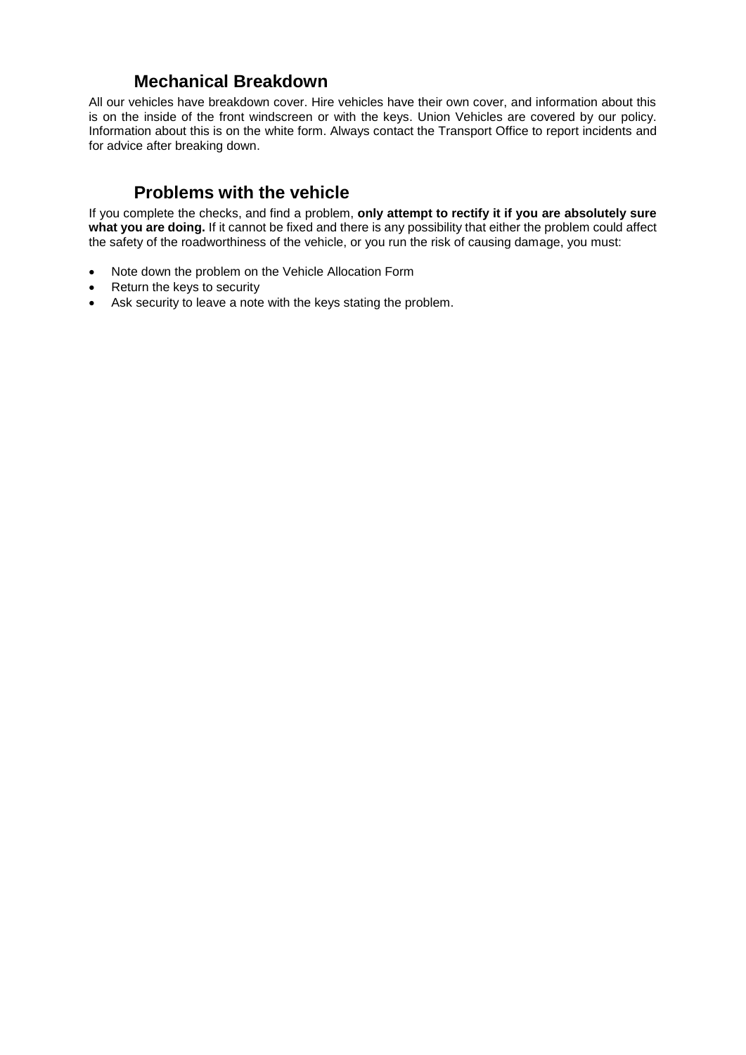## Mechanical Breakdown

All our vehicles have breakdown cover. Hire vehicles have their own cover, and information about this is on the inside of the front windscreen or with the keys. Union Vehicles are covered by our policy. Information about this is on the white form. Always contact the Transport Office to report incidents and for advice after breaking down.

## Problems with the vehicle

If you complete the checks, and find a problem, **only attempt to rectify it if you are absolutely sure what you are doing.** If it cannot be fixed and there is any possibility that either the problem could affect the safety of the roadworthiness of the vehicle, or you run the risk of causing damage, you must:

- Note down the problem on the Vehicle Allocation Form
- Return the keys to security
- Ask security to leave a note with the keys stating the problem.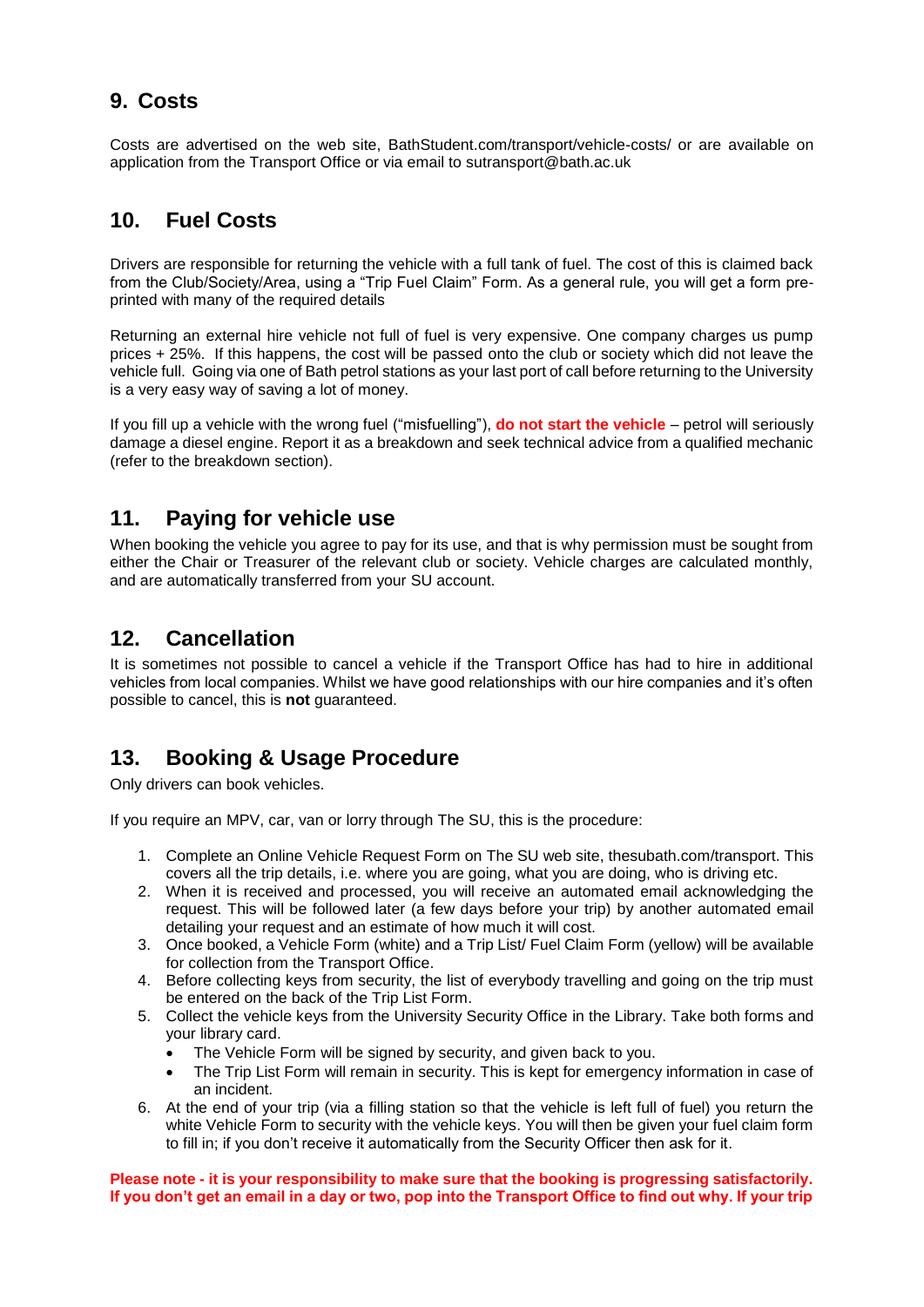## 9. Costs

Costs are advertised on the web site, BathStudent.com/transport/vehicle-costs/ or are available on application from the Transport Office or via email to sutransport@bath.ac.uk

## 10. Fuel Costs

Drivers are responsible for returning the vehicle with a full tank of fuel. The cost of this is claimed back from the Club/Society/Area, using a "Trip Fuel Claim" Form. As a general rule, you will get a form pre-printed with many of the required details

Returning an external hire vehicle not full of fuel is very expensive. One company charges us pump prices + 25%. If this happens, the cost will be passed onto the club or society which did not leave the vehicle full. Going via one of Bath petrol stations as your last port of call before returning to the University is a very easy way of saving a lot of money.

If you fill up a vehicle with the wrong fuel ("misfuelling"), **do not start the vehicle** – petrol will seriously damage a diesel engine. Report it as a breakdown and seek technical advice from a qualified mechanic (refer to the breakdown section).

## 11. Paying for vehicle use

When booking the vehicle you agree to pay for its use, and that is why permission must be sought from either the Chair or Treasurer of the relevant club or society. Vehicle charges are calculated monthly, and are automatically transferred from your SU account.

## 12. Cancellation

It is sometimes not possible to cancel a vehicle if the Transport Office has had to hire in additional vehicles from local companies. Whilst we have good relationships with our hire companies and it's often possible to cancel, this is **not** guaranteed.

## 13. Booking & Usage Procedure

Only drivers can book vehicles.

If you require an MPV, car, van or lorry through The SU, this is the procedure:

1. Complete an Online Vehicle Request Form on The SU web site, thesubath.com/transport. This covers all the trip details, i.e. where you are going, what you are doing, who is driving etc.
2. When it is received and processed, you will receive an automated email acknowledging the request. This will be followed later (a few days before your trip) by another automated email detailing your request and an estimate of how much it will cost.
3. Once booked, a Vehicle Form (white) and a Trip List/ Fuel Claim Form (yellow) will be available for collection from the Transport Office.
4. Before collecting keys from security, the list of everybody travelling and going on the trip must be entered on the back of the Trip List Form.
5. Collect the vehicle keys from the University Security Office in the Library. Take both forms and your library card.
   - The Vehicle Form will be signed by security, and given back to you.
   - The Trip List Form will remain in security. This is kept for emergency information in case of an incident.
6. At the end of your trip (via a filling station so that the vehicle is left full of fuel) you return the white Vehicle Form to security with the vehicle keys. You will then be given your fuel claim form to fill in; if you don't receive it automatically from the Security Officer then ask for it.

**Please note - it is your responsibility to make sure that the booking is progressing satisfactorily. If you don't get an email in a day or two, pop into the Transport Office to find out why. If your trip**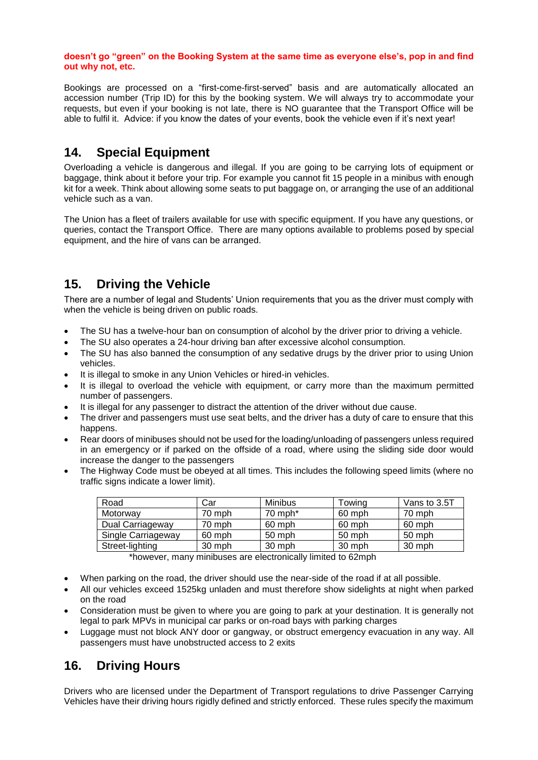**doesn't go "green" on the Booking System at the same time as everyone else's, pop in and find out why not, etc.**

Bookings are processed on a "first-come-first-served" basis and are automatically allocated an accession number (Trip ID) for this by the booking system. We will always try to accommodate your requests, but even if your booking is not late, there is NO guarantee that the Transport Office will be able to fulfil it. Advice: if you know the dates of your events, book the vehicle even if it's next year!

## 14. Special Equipment

Overloading a vehicle is dangerous and illegal. If you are going to be carrying lots of equipment or baggage, think about it before your trip. For example you cannot fit 15 people in a minibus with enough kit for a week. Think about allowing some seats to put baggage on, or arranging the use of an additional vehicle such as a van.

The Union has a fleet of trailers available for use with specific equipment. If you have any questions, or queries, contact the Transport Office. There are many options available to problems posed by special equipment, and the hire of vans can be arranged.

## 15. Driving the Vehicle

There are a number of legal and Students' Union requirements that you as the driver must comply with when the vehicle is being driven on public roads.

- The SU has a twelve-hour ban on consumption of alcohol by the driver prior to driving a vehicle.
- The SU also operates a 24-hour driving ban after excessive alcohol consumption.
- The SU has also banned the consumption of any sedative drugs by the driver prior to using Union vehicles.
- It is illegal to smoke in any Union Vehicles or hired-in vehicles.
- It is illegal to overload the vehicle with equipment, or carry more than the maximum permitted number of passengers.
- It is illegal for any passenger to distract the attention of the driver without due cause.
- The driver and passengers must use seat belts, and the driver has a duty of care to ensure that this happens.
- Rear doors of minibuses should not be used for the loading/unloading of passengers unless required in an emergency or if parked on the offside of a road, where using the sliding side door would increase the danger to the passengers
- The Highway Code must be obeyed at all times. This includes the following speed limits (where no traffic signs indicate a lower limit).

| Road | Car | Minibus | Towing | Vans to 3.5T |
|---|---|---|---|---|
| Motorway | 70 mph | 70 mph* | 60 mph | 70 mph |
| Dual Carriageway | 70 mph | 60 mph | 60 mph | 60 mph |
| Single Carriageway | 60 mph | 50 mph | 50 mph | 50 mph |
| Street-lighting | 30 mph | 30 mph | 30 mph | 30 mph |

*however, many minibuses are electronically limited to 62mph

- When parking on the road, the driver should use the near-side of the road if at all possible.
- All our vehicles exceed 1525kg unladen and must therefore show sidelights at night when parked on the road
- Consideration must be given to where you are going to park at your destination. It is generally not legal to park MPVs in municipal car parks or on-road bays with parking charges
- Luggage must not block ANY door or gangway, or obstruct emergency evacuation in any way. All passengers must have unobstructed access to 2 exits

## 16. Driving Hours

Drivers who are licensed under the Department of Transport regulations to drive Passenger Carrying Vehicles have their driving hours rigidly defined and strictly enforced. These rules specify the maximum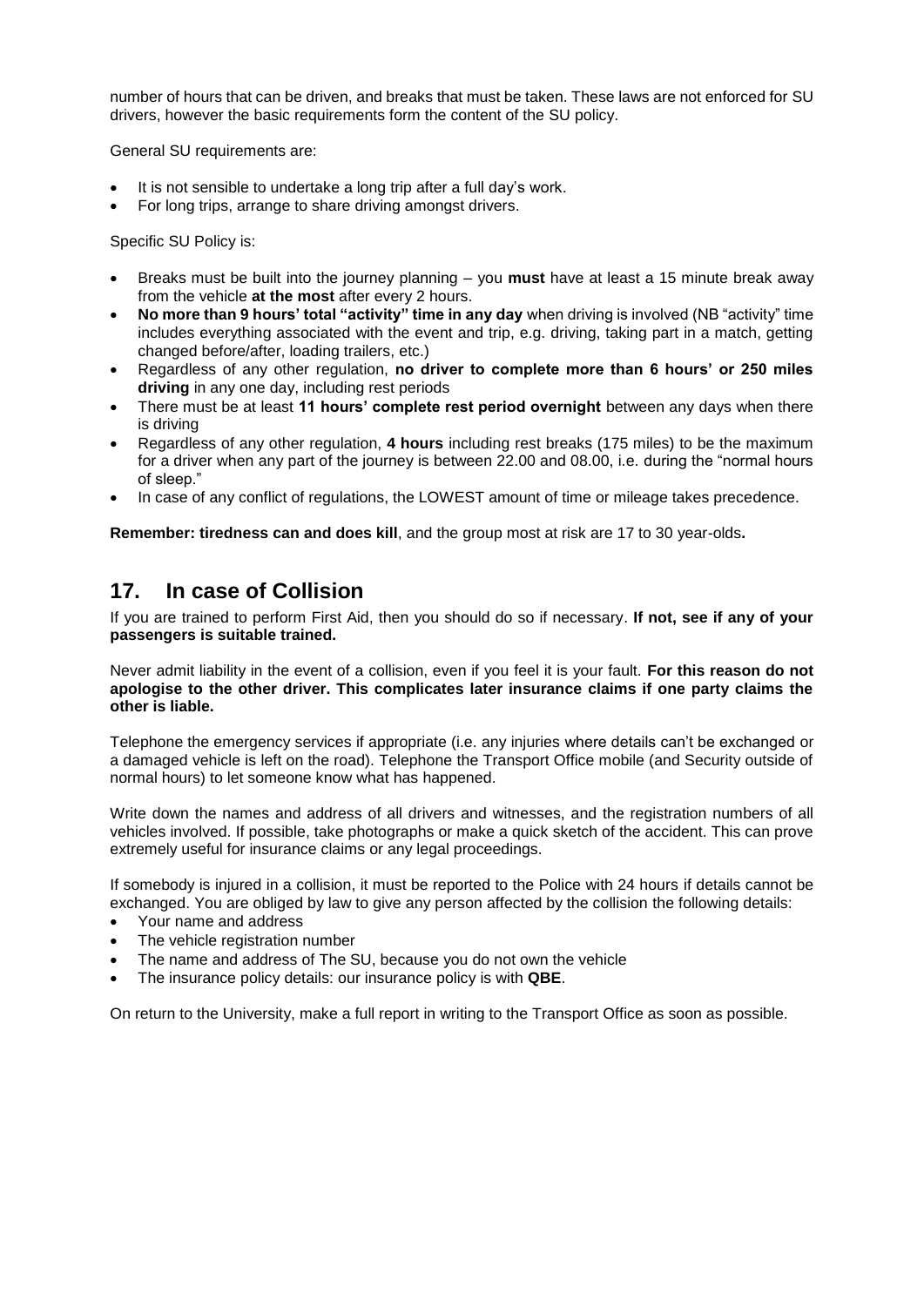number of hours that can be driven, and breaks that must be taken. These laws are not enforced for SU drivers, however the basic requirements form the content of the SU policy.

General SU requirements are:

- It is not sensible to undertake a long trip after a full day's work.
- For long trips, arrange to share driving amongst drivers.

Specific SU Policy is:

- Breaks must be built into the journey planning – you **must** have at least a 15 minute break away from the vehicle **at the most** after every 2 hours.
- **No more than 9 hours' total "activity" time in any day** when driving is involved (NB "activity" time includes everything associated with the event and trip, e.g. driving, taking part in a match, getting changed before/after, loading trailers, etc.)
- Regardless of any other regulation, **no driver to complete more than 6 hours' or 250 miles driving** in any one day, including rest periods
- There must be at least **11 hours' complete rest period overnight** between any days when there is driving
- Regardless of any other regulation, **4 hours** including rest breaks (175 miles) to be the maximum for a driver when any part of the journey is between 22.00 and 08.00, i.e. during the "normal hours of sleep."
- In case of any conflict of regulations, the LOWEST amount of time or mileage takes precedence.

**Remember: tiredness can and does kill**, and the group most at risk are 17 to 30 year-olds**.**

## 17. In case of Collision

If you are trained to perform First Aid, then you should do so if necessary. **If not, see if any of your passengers is suitable trained.**

Never admit liability in the event of a collision, even if you feel it is your fault. **For this reason do not apologise to the other driver. This complicates later insurance claims if one party claims the other is liable.**

Telephone the emergency services if appropriate (i.e. any injuries where details can't be exchanged or a damaged vehicle is left on the road). Telephone the Transport Office mobile (and Security outside of normal hours) to let someone know what has happened.

Write down the names and address of all drivers and witnesses, and the registration numbers of all vehicles involved. If possible, take photographs or make a quick sketch of the accident. This can prove extremely useful for insurance claims or any legal proceedings.

If somebody is injured in a collision, it must be reported to the Police with 24 hours if details cannot be exchanged. You are obliged by law to give any person affected by the collision the following details:

- Your name and address
- The vehicle registration number
- The name and address of The SU, because you do not own the vehicle
- The insurance policy details: our insurance policy is with **QBE**.

On return to the University, make a full report in writing to the Transport Office as soon as possible.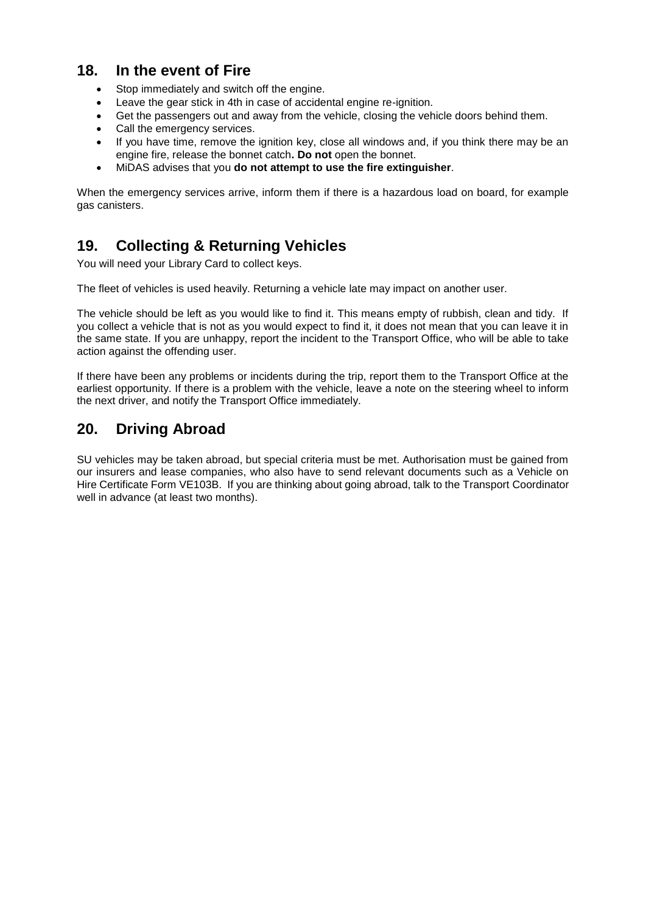## 18. In the event of Fire

- Stop immediately and switch off the engine.
- Leave the gear stick in 4th in case of accidental engine re-ignition.
- Get the passengers out and away from the vehicle, closing the vehicle doors behind them.
- Call the emergency services.
- If you have time, remove the ignition key, close all windows and, if you think there may be an engine fire, release the bonnet catch**. Do not** open the bonnet.
- MiDAS advises that you **do not attempt to use the fire extinguisher**.

When the emergency services arrive, inform them if there is a hazardous load on board, for example gas canisters.

## 19. Collecting & Returning Vehicles

You will need your Library Card to collect keys.

The fleet of vehicles is used heavily. Returning a vehicle late may impact on another user.

The vehicle should be left as you would like to find it. This means empty of rubbish, clean and tidy. If you collect a vehicle that is not as you would expect to find it, it does not mean that you can leave it in the same state. If you are unhappy, report the incident to the Transport Office, who will be able to take action against the offending user.

If there have been any problems or incidents during the trip, report them to the Transport Office at the earliest opportunity. If there is a problem with the vehicle, leave a note on the steering wheel to inform the next driver, and notify the Transport Office immediately.

## 20. Driving Abroad

SU vehicles may be taken abroad, but special criteria must be met. Authorisation must be gained from our insurers and lease companies, who also have to send relevant documents such as a Vehicle on Hire Certificate Form VE103B. If you are thinking about going abroad, talk to the Transport Coordinator well in advance (at least two months).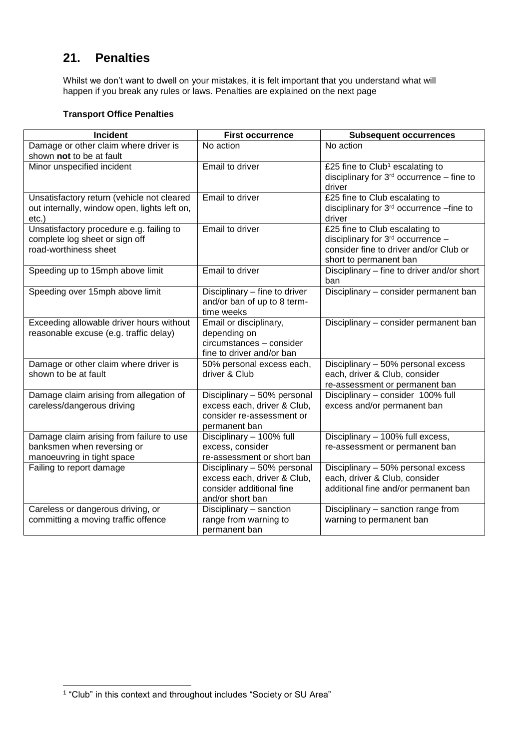## 21. Penalties

Whilst we don't want to dwell on your mistakes, it is felt important that you understand what will happen if you break any rules or laws. Penalties are explained on the next page

**Transport Office Penalties**

| Incident | First occurrence | Subsequent occurrences |
|---|---|---|
| Damage or other claim where driver is shown **not** to be at fault | No action | No action |
| Minor unspecified incident | Email to driver | £25 fine to Club[1] escalating to disciplinary for 3rd occurrence – fine to driver |
| Unsatisfactory return (vehicle not cleared out internally, window open, lights left on, etc.) | Email to driver | £25 fine to Club escalating to disciplinary for 3rd occurrence –fine to driver |
| Unsatisfactory procedure e.g. failing to complete log sheet or sign off road-worthiness sheet | Email to driver | £25 fine to Club escalating to disciplinary for 3rd occurrence – consider fine to driver and/or Club or short to permanent ban |
| Speeding up to 15mph above limit | Email to driver | Disciplinary – fine to driver and/or short ban |
| Speeding over 15mph above limit | Disciplinary – fine to driver and/or ban of up to 8 term-time weeks | Disciplinary – consider permanent ban |
| Exceeding allowable driver hours without reasonable excuse (e.g. traffic delay) | Email or disciplinary, depending on circumstances – consider fine to driver and/or ban | Disciplinary – consider permanent ban |
| Damage or other claim where driver is shown to be at fault | 50% personal excess each, driver & Club | Disciplinary – 50% personal excess each, driver & Club, consider re-assessment or permanent ban |
| Damage claim arising from allegation of careless/dangerous driving | Disciplinary – 50% personal excess each, driver & Club, consider re-assessment or permanent ban | Disciplinary – consider 100% full excess and/or permanent ban |
| Damage claim arising from failure to use banksmen when reversing or manoeuvring in tight space | Disciplinary – 100% full excess, consider re-assessment or short ban | Disciplinary – 100% full excess, re-assessment or permanent ban |
| Failing to report damage | Disciplinary – 50% personal excess each, driver & Club, consider additional fine and/or short ban | Disciplinary – 50% personal excess each, driver & Club, consider additional fine and/or permanent ban |
| Careless or dangerous driving, or committing a moving traffic offence | Disciplinary – sanction range from warning to permanent ban | Disciplinary – sanction range from warning to permanent ban |

[1] "Club" in this context and throughout includes "Society or SU Area"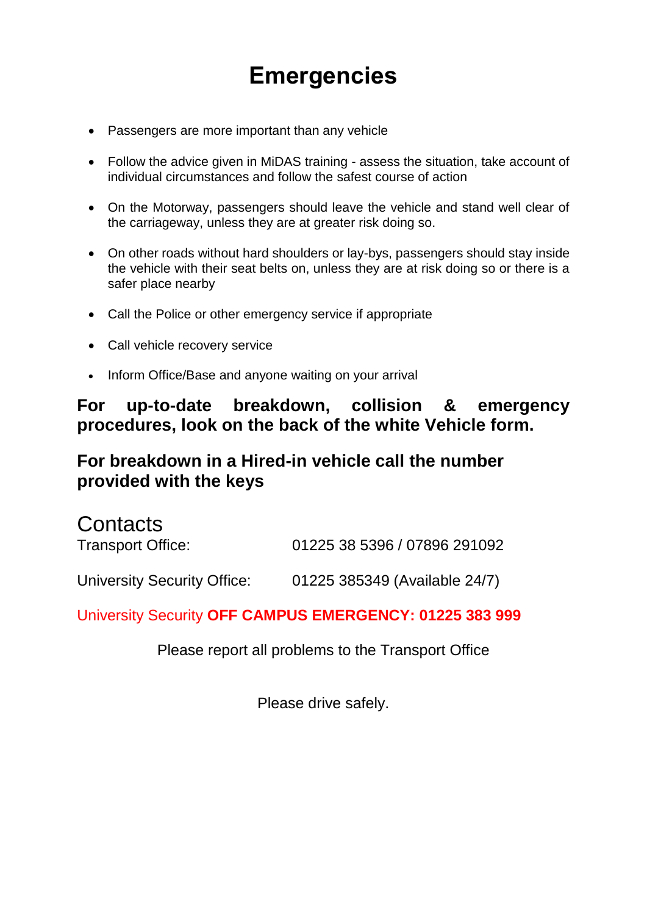# Emergencies

- Passengers are more important than any vehicle
- Follow the advice given in MiDAS training - assess the situation, take account of individual circumstances and follow the safest course of action
- On the Motorway, passengers should leave the vehicle and stand well clear of the carriageway, unless they are at greater risk doing so.
- On other roads without hard shoulders or lay-bys, passengers should stay inside the vehicle with their seat belts on, unless they are at risk doing so or there is a safer place nearby
- Call the Police or other emergency service if appropriate
- Call vehicle recovery service
- Inform Office/Base and anyone waiting on your arrival

**For up-to-date breakdown, collision & emergency procedures, look on the back of the white Vehicle form.**

**For breakdown in a Hired-in vehicle call the number provided with the keys**

## Contacts

Transport Office: 01225 38 5396 / 07896 291092

University Security Office: 01225 385349 (Available 24/7)

University Security **OFF CAMPUS EMERGENCY: 01225 383 999**

Please report all problems to the Transport Office

Please drive safely.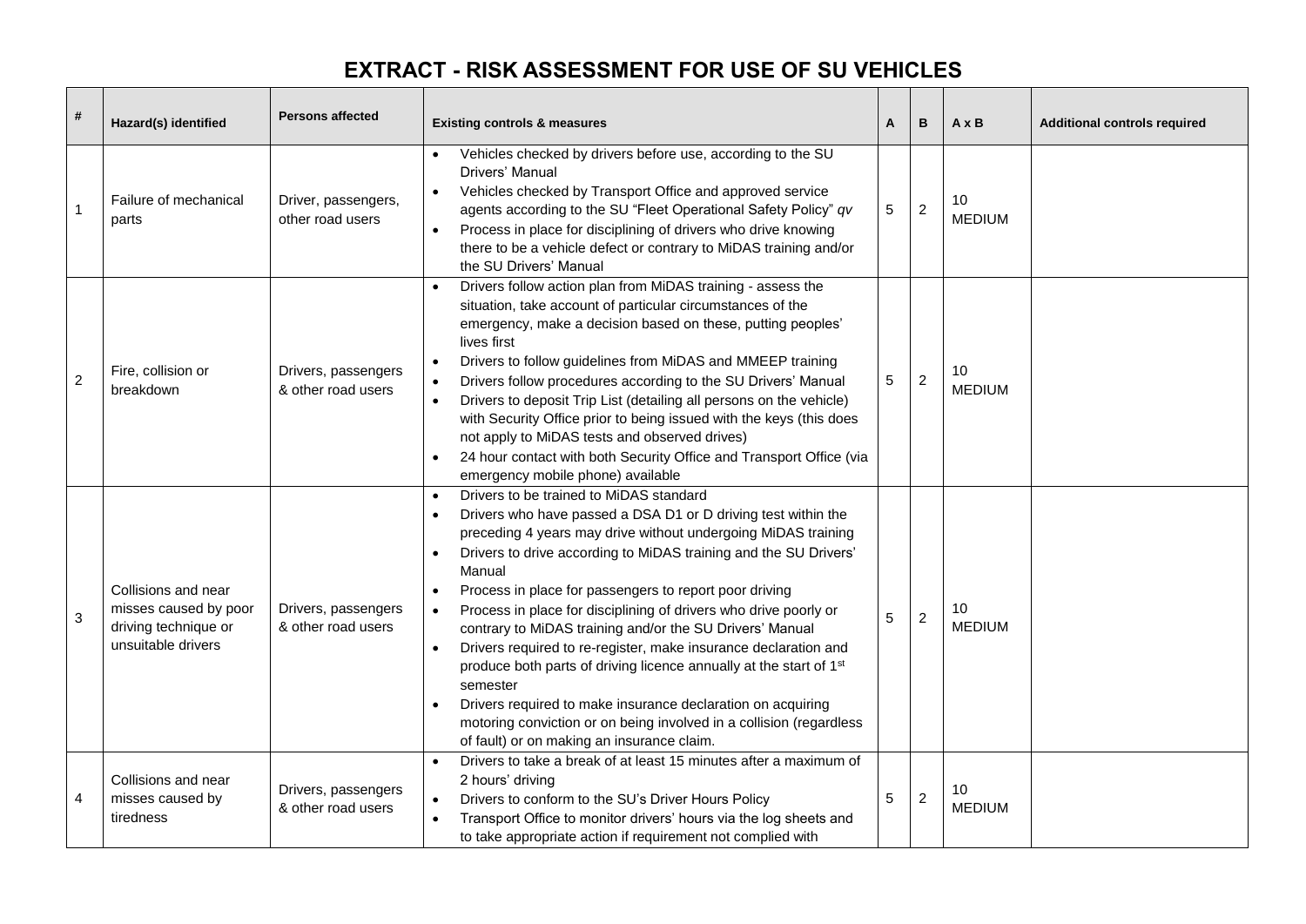# EXTRACT - RISK ASSESSMENT FOR USE OF SU VEHICLES

| # | Hazard(s) identified | Persons affected | Existing controls & measures | A | B | A x B | Additional controls required |
|---|---|---|---|---|---|---|---|
| 1 | Failure of mechanical parts | Driver, passengers, other road users | • Vehicles checked by drivers before use, according to the SU Drivers' Manual<br>• Vehicles checked by Transport Office and approved service agents according to the SU "Fleet Operational Safety Policy" *qv*<br>• Process in place for disciplining of drivers who drive knowing there to be a vehicle defect or contrary to MiDAS training and/or the SU Drivers' Manual | 5 | 2 | 10 MEDIUM | |
| 2 | Fire, collision or breakdown | Drivers, passengers & other road users | • Drivers follow action plan from MiDAS training - assess the situation, take account of particular circumstances of the emergency, make a decision based on these, putting peoples' lives first<br>• Drivers to follow guidelines from MiDAS and MMEEP training<br>• Drivers follow procedures according to the SU Drivers' Manual<br>• Drivers to deposit Trip List (detailing all persons on the vehicle) with Security Office prior to being issued with the keys (this does not apply to MiDAS tests and observed drives)<br>• 24 hour contact with both Security Office and Transport Office (via emergency mobile phone) available | 5 | 2 | 10 MEDIUM | |
| 3 | Collisions and near misses caused by poor driving technique or unsuitable drivers | Drivers, passengers & other road users | • Drivers to be trained to MiDAS standard<br>• Drivers who have passed a DSA D1 or D driving test within the preceding 4 years may drive without undergoing MiDAS training<br>• Drivers to drive according to MiDAS training and the SU Drivers' Manual<br>• Process in place for passengers to report poor driving<br>• Process in place for disciplining of drivers who drive poorly or contrary to MiDAS training and/or the SU Drivers' Manual<br>• Drivers required to re-register, make insurance declaration and produce both parts of driving licence annually at the start of 1st semester<br>• Drivers required to make insurance declaration on acquiring motoring conviction or on being involved in a collision (regardless of fault) or on making an insurance claim. | 5 | 2 | 10 MEDIUM | |
| 4 | Collisions and near misses caused by tiredness | Drivers, passengers & other road users | • Drivers to take a break of at least 15 minutes after a maximum of 2 hours' driving<br>• Drivers to conform to the SU's Driver Hours Policy<br>• Transport Office to monitor drivers' hours via the log sheets and to take appropriate action if requirement not complied with | 5 | 2 | 10 MEDIUM | |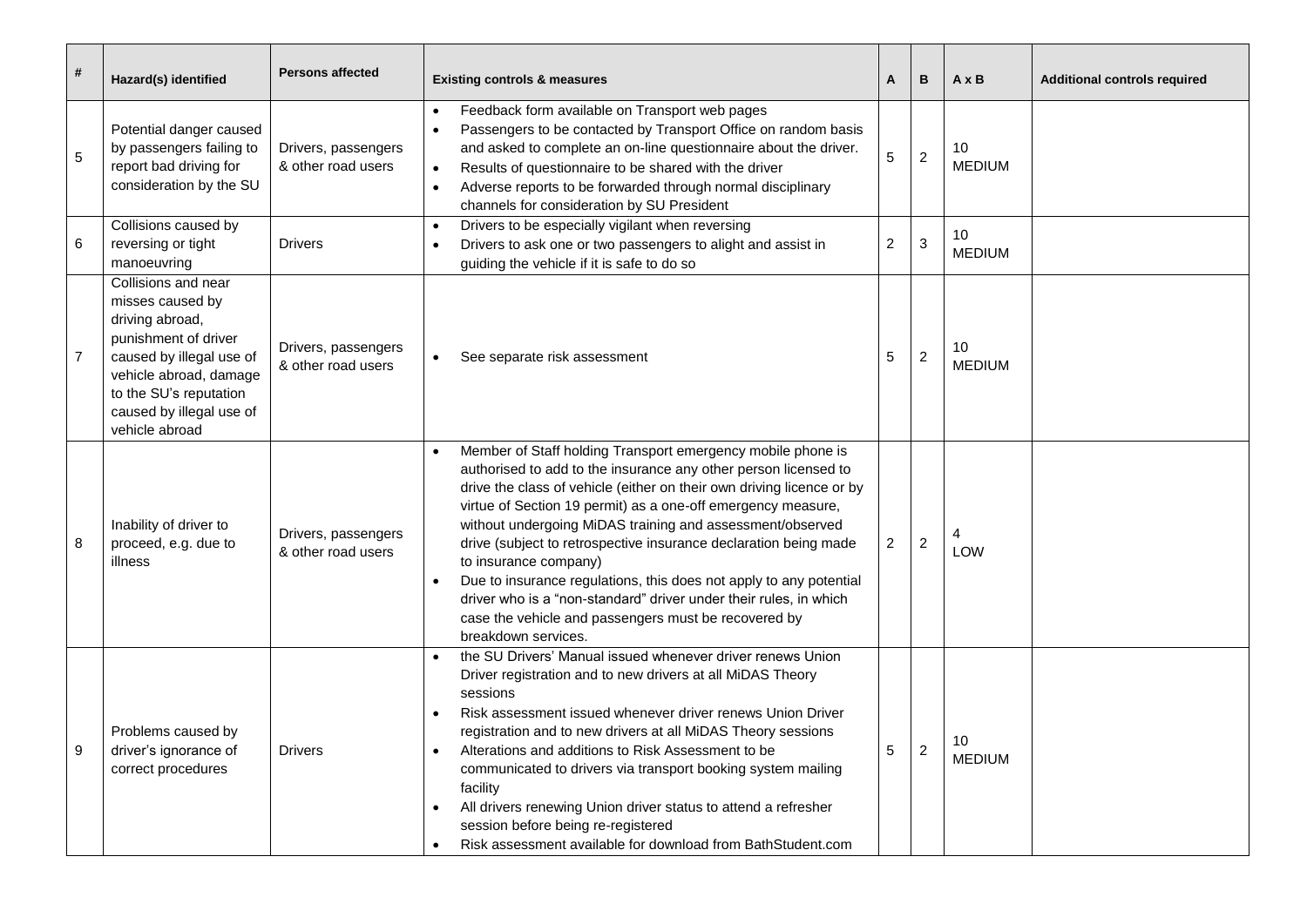| # | Hazard(s) identified | Persons affected | Existing controls & measures | A | B | A x B | Additional controls required |
|---|---|---|---|---|---|---|---|
| 5 | Potential danger caused by passengers failing to report bad driving for consideration by the SU | Drivers, passengers & other road users | • Feedback form available on Transport web pages<br>• Passengers to be contacted by Transport Office on random basis and asked to complete an on-line questionnaire about the driver.<br>• Results of questionnaire to be shared with the driver<br>• Adverse reports to be forwarded through normal disciplinary channels for consideration by SU President | 5 | 2 | 10 MEDIUM | |
| 6 | Collisions caused by reversing or tight manoeuvring | Drivers | • Drivers to be especially vigilant when reversing<br>• Drivers to ask one or two passengers to alight and assist in guiding the vehicle if it is safe to do so | 2 | 3 | 10 MEDIUM | |
| 7 | Collisions and near misses caused by driving abroad, punishment of driver caused by illegal use of vehicle abroad, damage to the SU's reputation caused by illegal use of vehicle abroad | Drivers, passengers & other road users | • See separate risk assessment | 5 | 2 | 10 MEDIUM | |
| 8 | Inability of driver to proceed, e.g. due to illness | Drivers, passengers & other road users | • Member of Staff holding Transport emergency mobile phone is authorised to add to the insurance any other person licensed to drive the class of vehicle (either on their own driving licence or by virtue of Section 19 permit) as a one-off emergency measure, without undergoing MiDAS training and assessment/observed drive (subject to retrospective insurance declaration being made to insurance company)<br>• Due to insurance regulations, this does not apply to any potential driver who is a "non-standard" driver under their rules, in which case the vehicle and passengers must be recovered by breakdown services. | 2 | 2 | 4 LOW | |
| 9 | Problems caused by driver's ignorance of correct procedures | Drivers | • the SU Drivers' Manual issued whenever driver renews Union Driver registration and to new drivers at all MiDAS Theory sessions<br>• Risk assessment issued whenever driver renews Union Driver registration and to new drivers at all MiDAS Theory sessions<br>• Alterations and additions to Risk Assessment to be communicated to drivers via transport booking system mailing facility<br>• All drivers renewing Union driver status to attend a refresher session before being re-registered<br>• Risk assessment available for download from BathStudent.com | 5 | 2 | 10 MEDIUM | |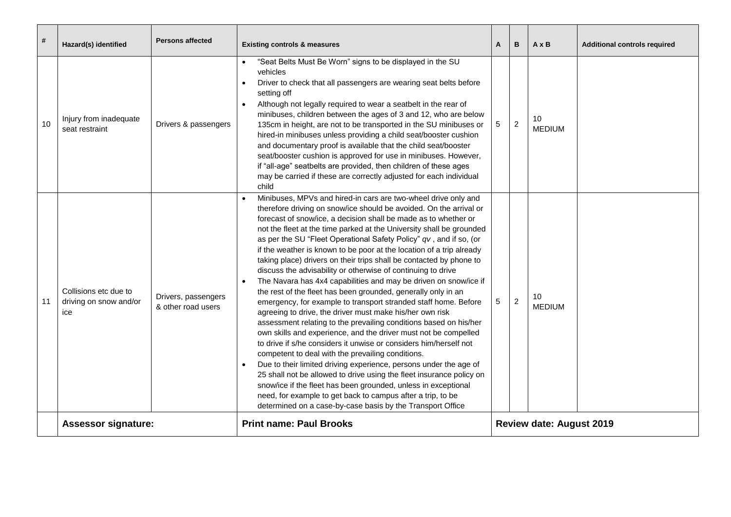| # | Hazard(s) identified | Persons affected | Existing controls & measures | A | B | A x B | Additional controls required |
|---|---|---|---|---|---|---|---|
| 10 | Injury from inadequate seat restraint | Drivers & passengers | • "Seat Belts Must Be Worn" signs to be displayed in the SU vehicles<br>• Driver to check that all passengers are wearing seat belts before setting off<br>• Although not legally required to wear a seatbelt in the rear of minibuses, children between the ages of 3 and 12, who are below 135cm in height, are not to be transported in the SU minibuses or hired-in minibuses unless providing a child seat/booster cushion and documentary proof is available that the child seat/booster seat/booster cushion is approved for use in minibuses. However, if "all-age" seatbelts are provided, then children of these ages may be carried if these are correctly adjusted for each individual child | 5 | 2 | 10 MEDIUM | |
| 11 | Collisions etc due to driving on snow and/or ice | Drivers, passengers & other road users | • Minibuses, MPVs and hired-in cars are two-wheel drive only and therefore driving on snow/ice should be avoided. On the arrival or forecast of snow/ice, a decision shall be made as to whether or not the fleet at the time parked at the University shall be grounded as per the SU "Fleet Operational Safety Policy" *qv* , and if so, (or if the weather is known to be poor at the location of a trip already taking place) drivers on their trips shall be contacted by phone to discuss the advisability or otherwise of continuing to drive<br>• The Navara has 4x4 capabilities and may be driven on snow/ice if the rest of the fleet has been grounded, generally only in an emergency, for example to transport stranded staff home. Before agreeing to drive, the driver must make his/her own risk assessment relating to the prevailing conditions based on his/her own skills and experience, and the driver must not be compelled to drive if s/he considers it unwise or considers him/herself not competent to deal with the prevailing conditions.<br>• Due to their limited driving experience, persons under the age of 25 shall not be allowed to drive using the fleet insurance policy on snow/ice if the fleet has been grounded, unless in exceptional need, for example to get back to campus after a trip, to be determined on a case-by-case basis by the Transport Office | 5 | 2 | 10 MEDIUM | |
| | **Assessor signature:** | | **Print name: Paul Brooks** | **Review date: August 2019** | | | |